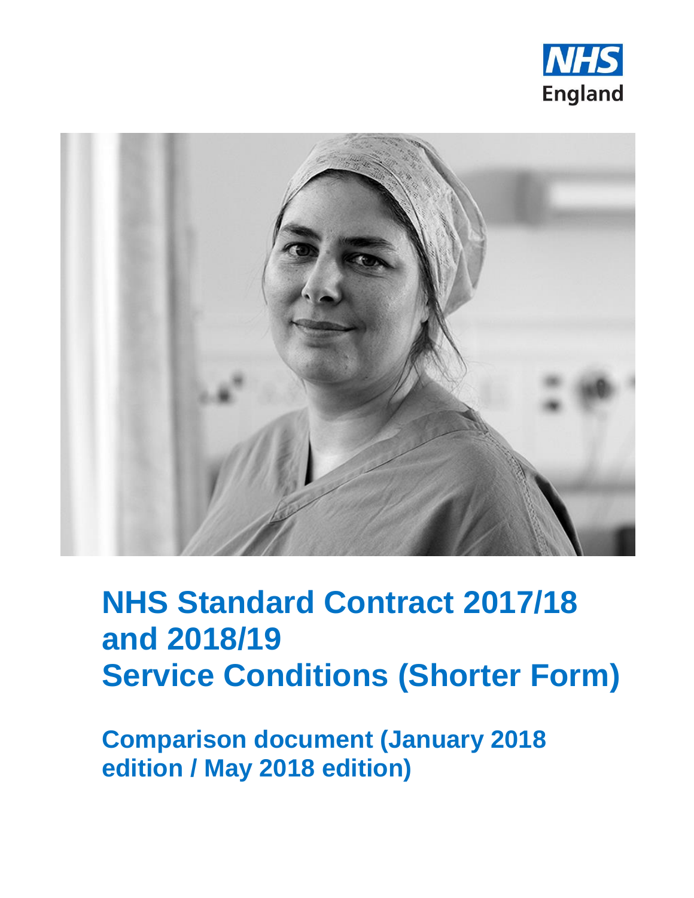NHS England

# NHS Standard Contract 2017/18 and 2018/19 Service Conditions (Shorter Form)

## Comparison document (January 2018 edition / May 2018 edition)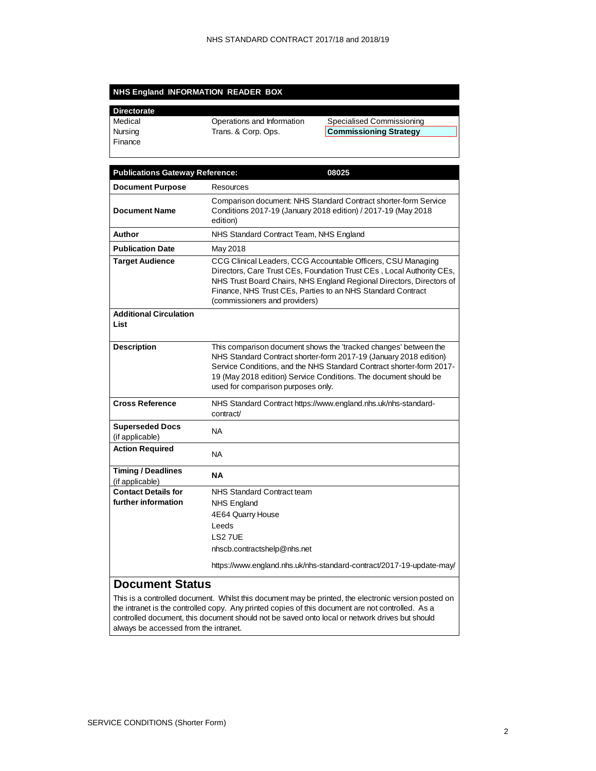## NHS England INFORMATION READER BOX

| Directorate | | |
|---|---|---|
| Medical | Operations and Information | Specialised Commissioning |
| Nursing | Trans. & Corp. Ops. | **Commissioning Strategy** |
| Finance | | |

| Publications Gateway Reference: | 08025 |
|---|---|
| **Document Purpose** | Resources |
| **Document Name** | Comparison document: NHS Standard Contract shorter-form Service Conditions 2017-19 (January 2018 edition) / 2017-19 (May 2018 edition) |
| **Author** | NHS Standard Contract Team, NHS England |
| **Publication Date** | May 2018 |
| **Target Audience** | CCG Clinical Leaders, CCG Accountable Officers, CSU Managing Directors, Care Trust CEs, Foundation Trust CEs , Local Authority CEs, NHS Trust Board Chairs, NHS England Regional Directors, Directors of Finance, NHS Trust CEs, Parties to an NHS Standard Contract (commissioners and providers) |
| **Additional Circulation List** | |
| **Description** | This comparison document shows the 'tracked changes' between the NHS Standard Contract shorter-form 2017-19 (January 2018 edition) Service Conditions, and the NHS Standard Contract shorter-form 2017-19 (May 2018 edition) Service Conditions. The document should be used for comparison purposes only. |
| **Cross Reference** | NHS Standard Contract https://www.england.nhs.uk/nhs-standard-contract/ |
| **Superseded Docs** (if applicable) | NA |
| **Action Required** | NA |
| **Timing / Deadlines** (if applicable) | **NA** |
| **Contact Details for further information** | NHS Standard Contract team<br>NHS England<br>4E64 Quarry House<br>Leeds<br>LS2 7UE<br>nhscb.contractshelp@nhs.net<br>https://www.england.nhs.uk/nhs-standard-contract/2017-19-update-may/ |

## Document Status

This is a controlled document. Whilst this document may be printed, the electronic version posted on the intranet is the controlled copy. Any printed copies of this document are not controlled. As a controlled document, this document should not be saved onto local or network drives but should always be accessed from the intranet.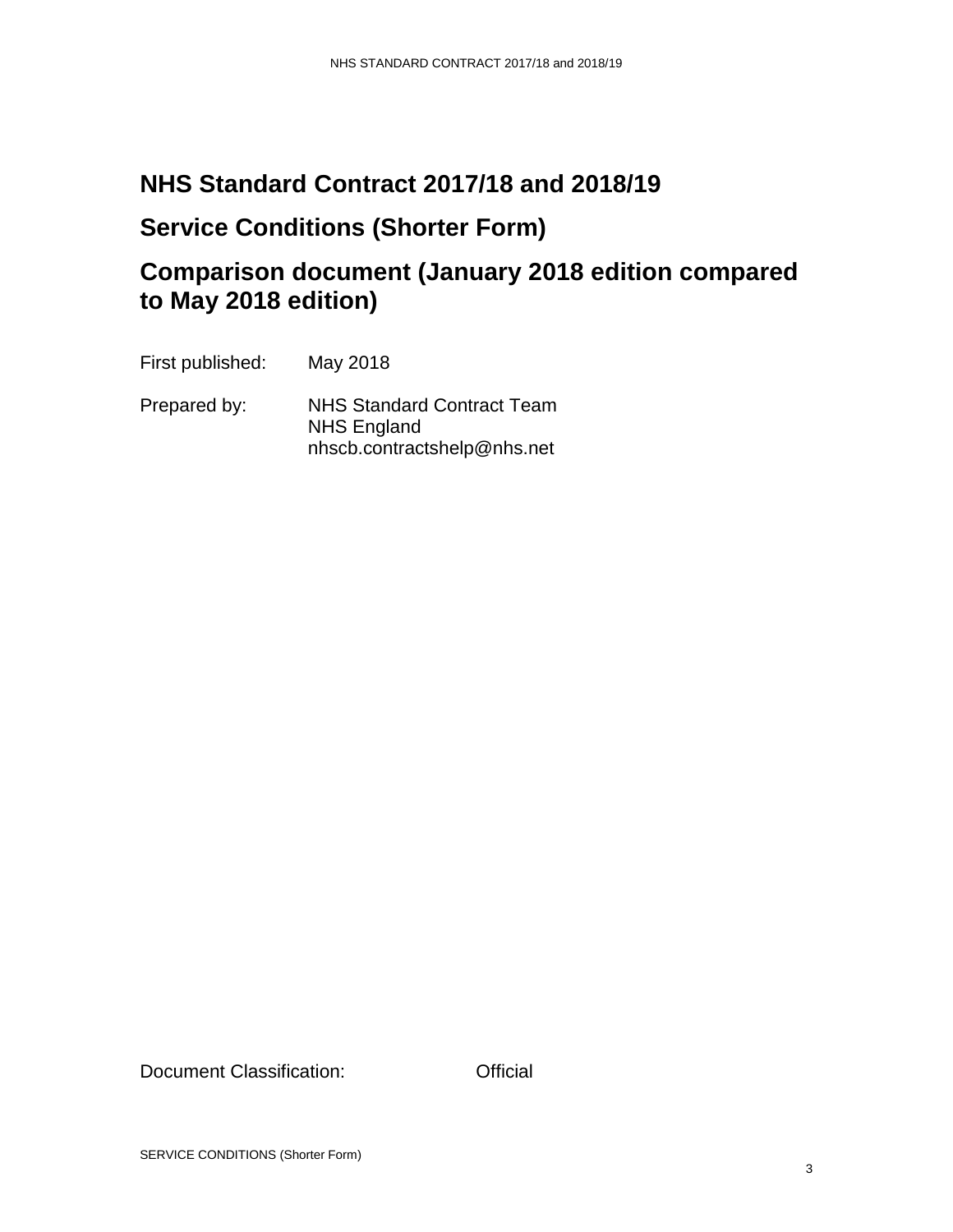# NHS Standard Contract 2017/18 and 2018/19

## Service Conditions (Shorter Form)

## Comparison document (January 2018 edition compared to May 2018 edition)

First published: May 2018

Prepared by: NHS Standard Contract Team
NHS England
nhscb.contractshelp@nhs.net

Document Classification: Official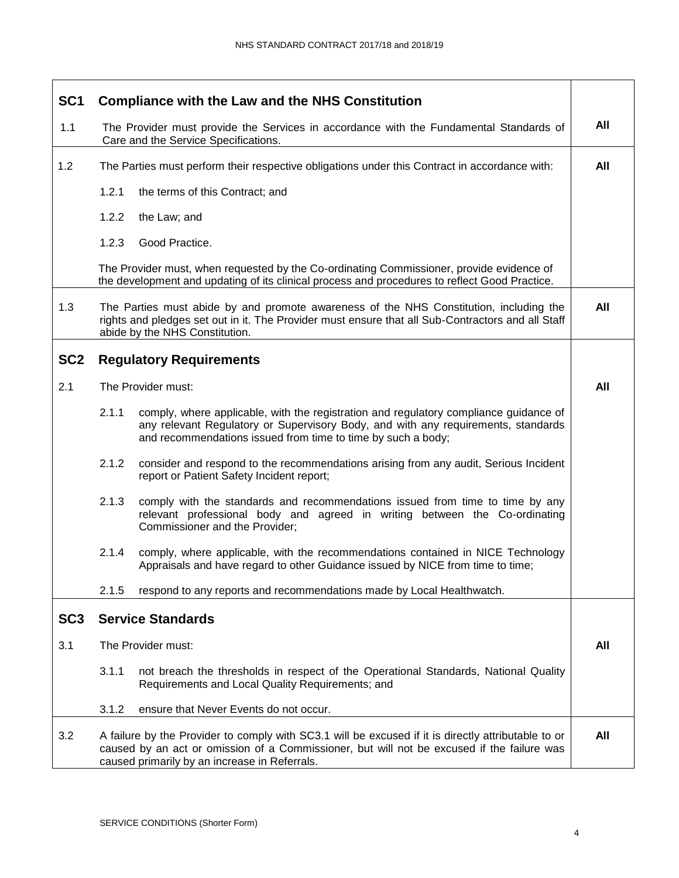| | | |
|---|---|---|
| **SC1** | **Compliance with the Law and the NHS Constitution** | |
| 1.1 | The Provider must provide the Services in accordance with the Fundamental Standards of Care and the Service Specifications. | **All** |
| 1.2 | The Parties must perform their respective obligations under this Contract in accordance with:<br><br>1.2.1 the terms of this Contract; and<br><br>1.2.2 the Law; and<br><br>1.2.3 Good Practice.<br><br>The Provider must, when requested by the Co-ordinating Commissioner, provide evidence of the development and updating of its clinical process and procedures to reflect Good Practice. | **All** |
| 1.3 | The Parties must abide by and promote awareness of the NHS Constitution, including the rights and pledges set out in it. The Provider must ensure that all Sub-Contractors and all Staff abide by the NHS Constitution. | **All** |
| **SC2** | **Regulatory Requirements** | |
| 2.1 | The Provider must:<br><br>2.1.1 comply, where applicable, with the registration and regulatory compliance guidance of any relevant Regulatory or Supervisory Body, and with any requirements, standards and recommendations issued from time to time by such a body;<br><br>2.1.2 consider and respond to the recommendations arising from any audit, Serious Incident report or Patient Safety Incident report;<br><br>2.1.3 comply with the standards and recommendations issued from time to time by any relevant professional body and agreed in writing between the Co-ordinating Commissioner and the Provider;<br><br>2.1.4 comply, where applicable, with the recommendations contained in NICE Technology Appraisals and have regard to other Guidance issued by NICE from time to time;<br><br>2.1.5 respond to any reports and recommendations made by Local Healthwatch. | **All** |
| **SC3** | **Service Standards** | |
| 3.1 | The Provider must:<br><br>3.1.1 not breach the thresholds in respect of the Operational Standards, National Quality Requirements and Local Quality Requirements; and<br><br>3.1.2 ensure that Never Events do not occur. | **All** |
| 3.2 | A failure by the Provider to comply with SC3.1 will be excused if it is directly attributable to or caused by an act or omission of a Commissioner, but will not be excused if the failure was caused primarily by an increase in Referrals. | **All** |

SERVICE CONDITIONS (Shorter Form)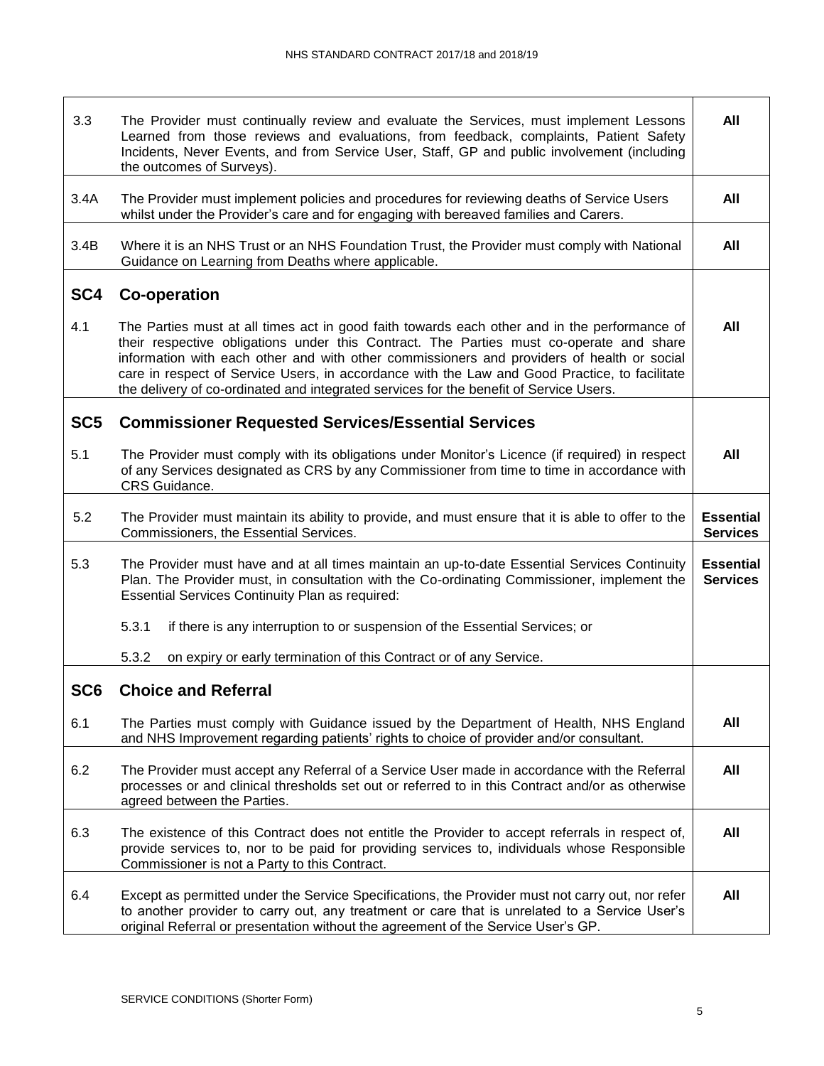| | | |
|---|---|---|
| 3.3 | The Provider must continually review and evaluate the Services, must implement Lessons Learned from those reviews and evaluations, from feedback, complaints, Patient Safety Incidents, Never Events, and from Service User, Staff, GP and public involvement (including the outcomes of Surveys). | **All** |
| 3.4A | The Provider must implement policies and procedures for reviewing deaths of Service Users whilst under the Provider's care and for engaging with bereaved families and Carers. | **All** |
| 3.4B | Where it is an NHS Trust or an NHS Foundation Trust, the Provider must comply with National Guidance on Learning from Deaths where applicable. | **All** |
| **SC4** | **Co-operation** | |
| 4.1 | The Parties must at all times act in good faith towards each other and in the performance of their respective obligations under this Contract. The Parties must co-operate and share information with each other and with other commissioners and providers of health or social care in respect of Service Users, in accordance with the Law and Good Practice, to facilitate the delivery of co-ordinated and integrated services for the benefit of Service Users. | **All** |
| **SC5** | **Commissioner Requested Services/Essential Services** | |
| 5.1 | The Provider must comply with its obligations under Monitor's Licence (if required) in respect of any Services designated as CRS by any Commissioner from time to time in accordance with CRS Guidance. | **All** |
| 5.2 | The Provider must maintain its ability to provide, and must ensure that it is able to offer to the Commissioners, the Essential Services. | **Essential Services** |
| 5.3 | The Provider must have and at all times maintain an up-to-date Essential Services Continuity Plan. The Provider must, in consultation with the Co-ordinating Commissioner, implement the Essential Services Continuity Plan as required:<br><br>5.3.1 if there is any interruption to or suspension of the Essential Services; or<br><br>5.3.2 on expiry or early termination of this Contract or of any Service. | **Essential Services** |
| **SC6** | **Choice and Referral** | |
| 6.1 | The Parties must comply with Guidance issued by the Department of Health, NHS England and NHS Improvement regarding patients' rights to choice of provider and/or consultant. | **All** |
| 6.2 | The Provider must accept any Referral of a Service User made in accordance with the Referral processes or and clinical thresholds set out or referred to in this Contract and/or as otherwise agreed between the Parties. | **All** |
| 6.3 | The existence of this Contract does not entitle the Provider to accept referrals in respect of, provide services to, nor to be paid for providing services to, individuals whose Responsible Commissioner is not a Party to this Contract. | **All** |
| 6.4 | Except as permitted under the Service Specifications, the Provider must not carry out, nor refer to another provider to carry out, any treatment or care that is unrelated to a Service User's original Referral or presentation without the agreement of the Service User's GP. | **All** |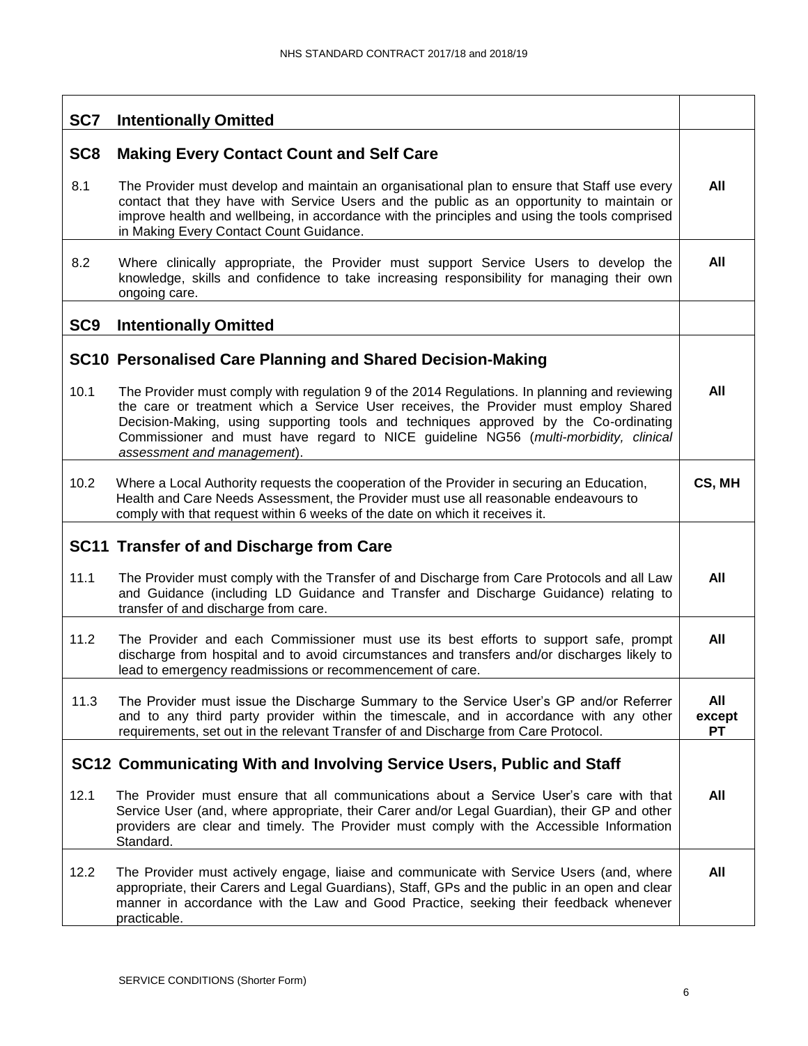| | | |
|---|---|---|
| **SC7** | **Intentionally Omitted** | |
| **SC8** | **Making Every Contact Count and Self Care** | |
| 8.1 | The Provider must develop and maintain an organisational plan to ensure that Staff use every contact that they have with Service Users and the public as an opportunity to maintain or improve health and wellbeing, in accordance with the principles and using the tools comprised in Making Every Contact Count Guidance. | **All** |
| 8.2 | Where clinically appropriate, the Provider must support Service Users to develop the knowledge, skills and confidence to take increasing responsibility for managing their own ongoing care. | **All** |
| **SC9** | **Intentionally Omitted** | |
| **SC10** | **Personalised Care Planning and Shared Decision-Making** | |
| 10.1 | The Provider must comply with regulation 9 of the 2014 Regulations. In planning and reviewing the care or treatment which a Service User receives, the Provider must employ Shared Decision-Making, using supporting tools and techniques approved by the Co-ordinating Commissioner and must have regard to NICE guideline NG56 (*multi-morbidity, clinical assessment and management*). | **All** |
| 10.2 | Where a Local Authority requests the cooperation of the Provider in securing an Education, Health and Care Needs Assessment, the Provider must use all reasonable endeavours to comply with that request within 6 weeks of the date on which it receives it. | **CS, MH** |
| **SC11** | **Transfer of and Discharge from Care** | |
| 11.1 | The Provider must comply with the Transfer of and Discharge from Care Protocols and all Law and Guidance (including LD Guidance and Transfer and Discharge Guidance) relating to transfer of and discharge from care. | **All** |
| 11.2 | The Provider and each Commissioner must use its best efforts to support safe, prompt discharge from hospital and to avoid circumstances and transfers and/or discharges likely to lead to emergency readmissions or recommencement of care. | **All** |
| 11.3 | The Provider must issue the Discharge Summary to the Service User's GP and/or Referrer and to any third party provider within the timescale, and in accordance with any other requirements, set out in the relevant Transfer of and Discharge from Care Protocol. | **All except PT** |
| **SC12** | **Communicating With and Involving Service Users, Public and Staff** | |
| 12.1 | The Provider must ensure that all communications about a Service User's care with that Service User (and, where appropriate, their Carer and/or Legal Guardian), their GP and other providers are clear and timely. The Provider must comply with the Accessible Information Standard. | **All** |
| 12.2 | The Provider must actively engage, liaise and communicate with Service Users (and, where appropriate, their Carers and Legal Guardians), Staff, GPs and the public in an open and clear manner in accordance with the Law and Good Practice, seeking their feedback whenever practicable. | **All** |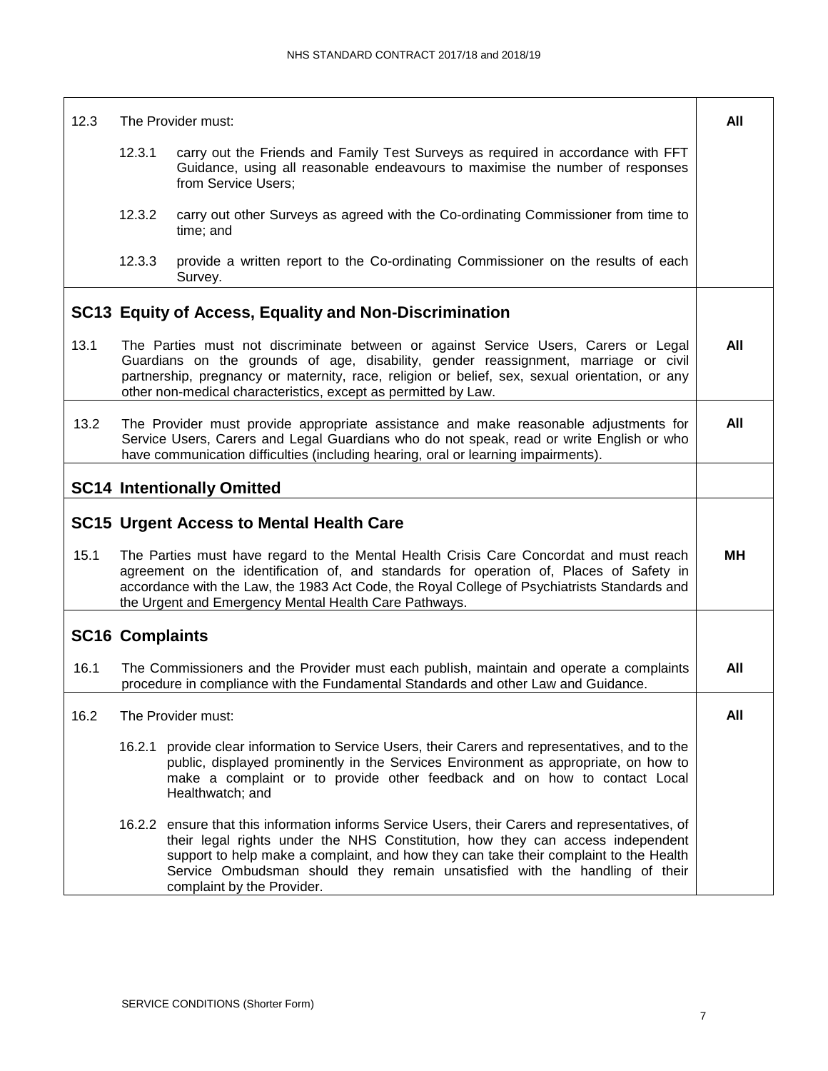| | | | |
|---|---|---|---|
| 12.3 | The Provider must: | | **All** |
| | 12.3.1 | carry out the Friends and Family Test Surveys as required in accordance with FFT Guidance, using all reasonable endeavours to maximise the number of responses from Service Users; | |
| | 12.3.2 | carry out other Surveys as agreed with the Co-ordinating Commissioner from time to time; and | |
| | 12.3.3 | provide a written report to the Co-ordinating Commissioner on the results of each Survey. | |

## SC13 Equity of Access, Equality and Non-Discrimination

| | | |
|---|---|---|
| 13.1 | The Parties must not discriminate between or against Service Users, Carers or Legal Guardians on the grounds of age, disability, gender reassignment, marriage or civil partnership, pregnancy or maternity, race, religion or belief, sex, sexual orientation, or any other non-medical characteristics, except as permitted by Law. | **All** |
| 13.2 | The Provider must provide appropriate assistance and make reasonable adjustments for Service Users, Carers and Legal Guardians who do not speak, read or write English or who have communication difficulties (including hearing, oral or learning impairments). | **All** |

## SC14 Intentionally Omitted

## SC15 Urgent Access to Mental Health Care

| | | |
|---|---|---|
| 15.1 | The Parties must have regard to the Mental Health Crisis Care Concordat and must reach agreement on the identification of, and standards for operation of, Places of Safety in accordance with the Law, the 1983 Act Code, the Royal College of Psychiatrists Standards and the Urgent and Emergency Mental Health Care Pathways. | **MH** |

## SC16 Complaints

| | | | |
|---|---|---|---|
| 16.1 | The Commissioners and the Provider must each publish, maintain and operate a complaints procedure in compliance with the Fundamental Standards and other Law and Guidance. | | **All** |
| 16.2 | The Provider must: | | **All** |
| | 16.2.1 | provide clear information to Service Users, their Carers and representatives, and to the public, displayed prominently in the Services Environment as appropriate, on how to make a complaint or to provide other feedback and on how to contact Local Healthwatch; and | |
| | 16.2.2 | ensure that this information informs Service Users, their Carers and representatives, of their legal rights under the NHS Constitution, how they can access independent support to help make a complaint, and how they can take their complaint to the Health Service Ombudsman should they remain unsatisfied with the handling of their complaint by the Provider. | |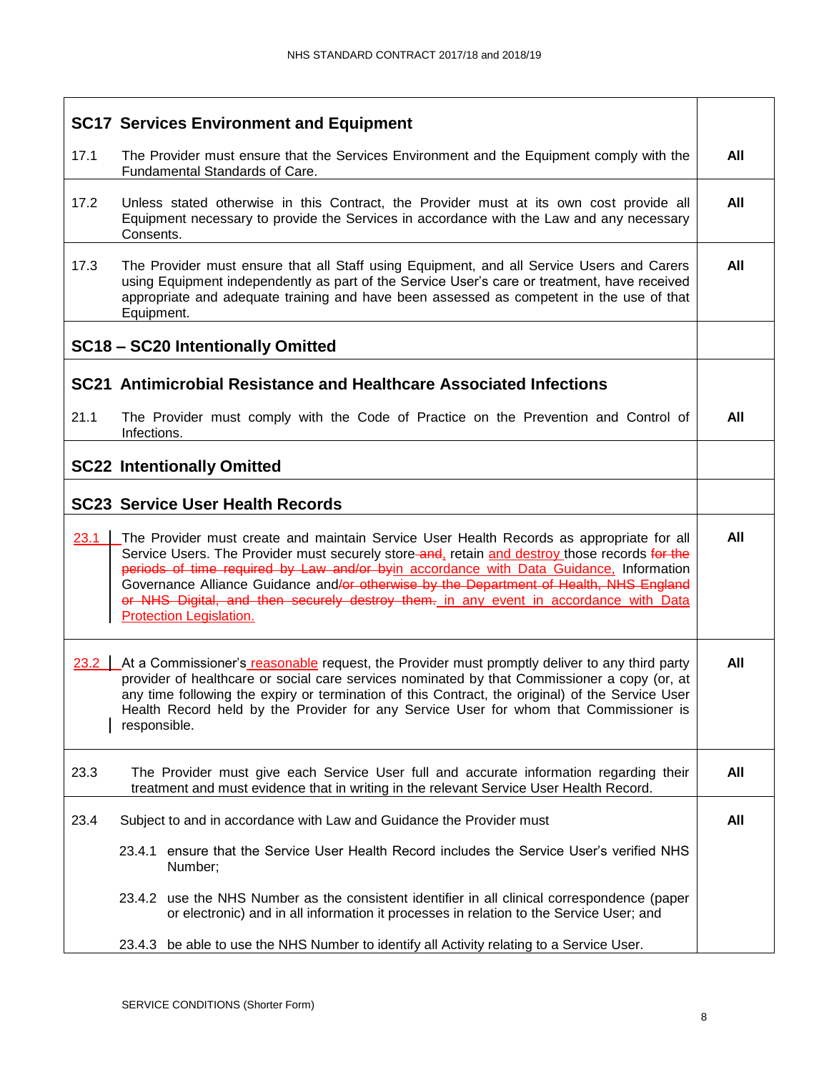| | | |
|---|---|---|
| **SC17 Services Environment and Equipment** | | |
| 17.1 | The Provider must ensure that the Services Environment and the Equipment comply with the Fundamental Standards of Care. | **All** |
| 17.2 | Unless stated otherwise in this Contract, the Provider must at its own cost provide all Equipment necessary to provide the Services in accordance with the Law and any necessary Consents. | **All** |
| 17.3 | The Provider must ensure that all Staff using Equipment, and all Service Users and Carers using Equipment independently as part of the Service User's care or treatment, have received appropriate and adequate training and have been assessed as competent in the use of that Equipment. | **All** |
| **SC18 – SC20 Intentionally Omitted** | | |
| **SC21 Antimicrobial Resistance and Healthcare Associated Infections** | | |
| 21.1 | The Provider must comply with the Code of Practice on the Prevention and Control of Infections. | **All** |
| **SC22 Intentionally Omitted** | | |
| **SC23 Service User Health Records** | | |
| 23.1 | The Provider must create and maintain Service User Health Records as appropriate for all Service Users. The Provider must securely store ~~and~~, retain and destroy those records ~~for the periods of time required by Law and/or by~~in accordance with Data Guidance, Information Governance Alliance Guidance and~~/or otherwise by the Department of Health, NHS England or NHS Digital, and then securely destroy them.~~ in any event in accordance with Data Protection Legislation. | **All** |
| 23.2 | At a Commissioner's reasonable request, the Provider must promptly deliver to any third party provider of healthcare or social care services nominated by that Commissioner a copy (or, at any time following the expiry or termination of this Contract, the original) of the Service User Health Record held by the Provider for any Service User for whom that Commissioner is responsible. | **All** |
| 23.3 | The Provider must give each Service User full and accurate information regarding their treatment and must evidence that in writing in the relevant Service User Health Record. | **All** |
| 23.4 | Subject to and in accordance with Law and Guidance the Provider must<br><br>23.4.1 ensure that the Service User Health Record includes the Service User's verified NHS Number;<br><br>23.4.2 use the NHS Number as the consistent identifier in all clinical correspondence (paper or electronic) and in all information it processes in relation to the Service User; and<br><br>23.4.3 be able to use the NHS Number to identify all Activity relating to a Service User. | **All** |

SERVICE CONDITIONS (Shorter Form)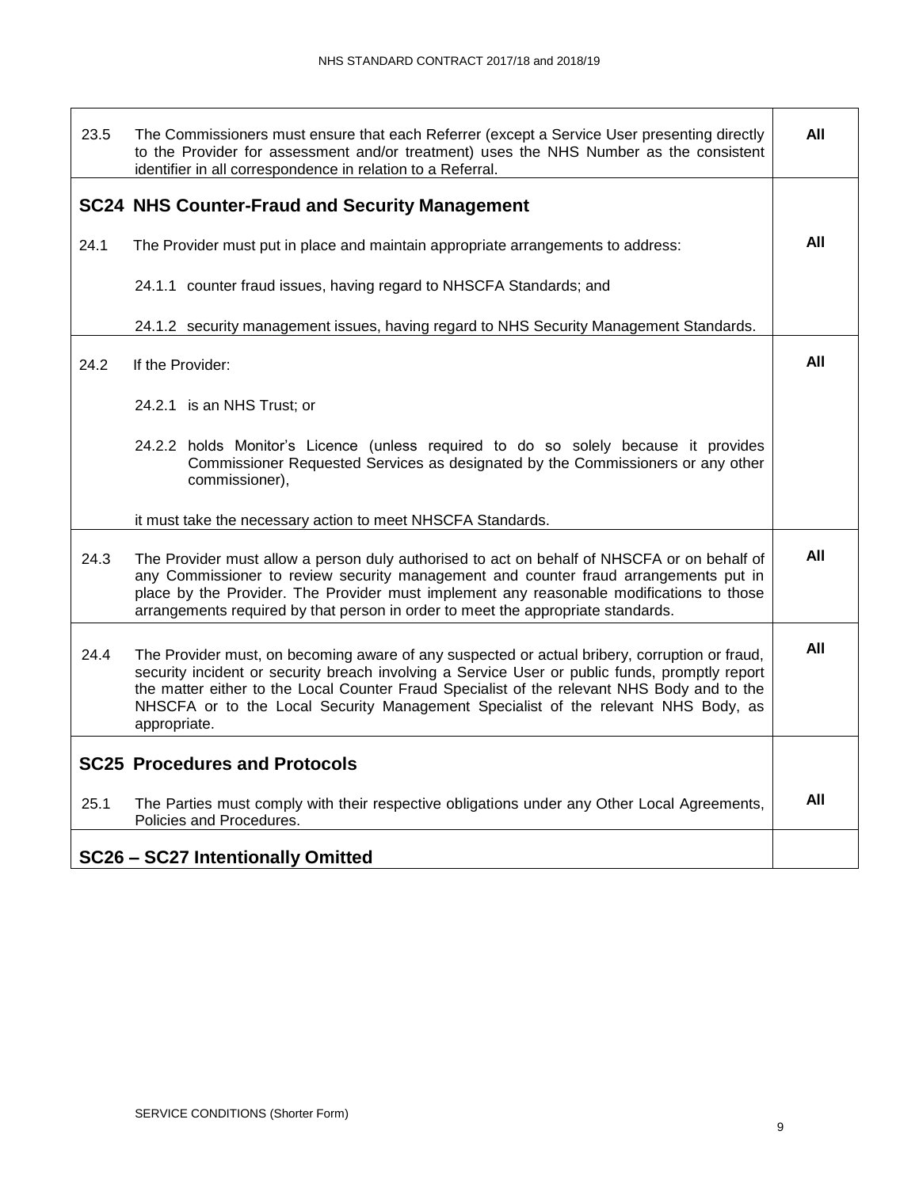| | | |
|---|---|---|
| 23.5 | The Commissioners must ensure that each Referrer (except a Service User presenting directly to the Provider for assessment and/or treatment) uses the NHS Number as the consistent identifier in all correspondence in relation to a Referral. | **All** |
| | **SC24 NHS Counter-Fraud and Security Management** | |
| 24.1 | The Provider must put in place and maintain appropriate arrangements to address:<br><br>24.1.1 counter fraud issues, having regard to NHSCFA Standards; and<br><br>24.1.2 security management issues, having regard to NHS Security Management Standards. | **All** |
| 24.2 | If the Provider:<br><br>24.2.1 is an NHS Trust; or<br><br>24.2.2 holds Monitor's Licence (unless required to do so solely because it provides Commissioner Requested Services as designated by the Commissioners or any other commissioner),<br><br>it must take the necessary action to meet NHSCFA Standards. | **All** |
| 24.3 | The Provider must allow a person duly authorised to act on behalf of NHSCFA or on behalf of any Commissioner to review security management and counter fraud arrangements put in place by the Provider. The Provider must implement any reasonable modifications to those arrangements required by that person in order to meet the appropriate standards. | **All** |
| 24.4 | The Provider must, on becoming aware of any suspected or actual bribery, corruption or fraud, security incident or security breach involving a Service User or public funds, promptly report the matter either to the Local Counter Fraud Specialist of the relevant NHS Body and to the NHSCFA or to the Local Security Management Specialist of the relevant NHS Body, as appropriate. | **All** |
| | **SC25 Procedures and Protocols** | |
| 25.1 | The Parties must comply with their respective obligations under any Other Local Agreements, Policies and Procedures. | **All** |
| | **SC26 – SC27 Intentionally Omitted** | |

SERVICE CONDITIONS (Shorter Form)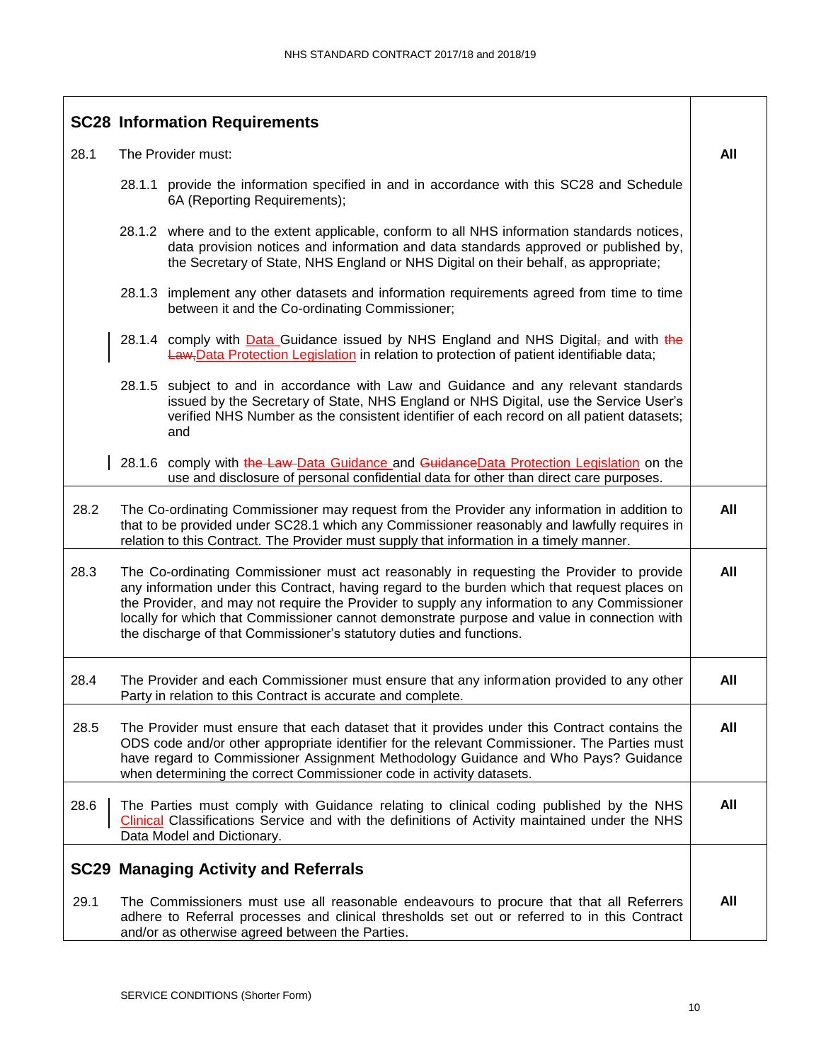| | | |
|---|---|---|
| **SC28 Information Requirements** | | |
| 28.1 | The Provider must:<br><br>28.1.1 provide the information specified in and in accordance with this SC28 and Schedule 6A (Reporting Requirements);<br><br>28.1.2 where and to the extent applicable, conform to all NHS information standards notices, data provision notices and information and data standards approved or published by, the Secretary of State, NHS England or NHS Digital on their behalf, as appropriate;<br><br>28.1.3 implement any other datasets and information requirements agreed from time to time between it and the Co-ordinating Commissioner;<br><br>28.1.4 comply with Data Guidance issued by NHS England and NHS Digital, and with ~~the Law,~~ Data Protection Legislation in relation to protection of patient identifiable data;<br><br>28.1.5 subject to and in accordance with Law and Guidance and any relevant standards issued by the Secretary of State, NHS England or NHS Digital, use the Service User's verified NHS Number as the consistent identifier of each record on all patient datasets; and<br><br>28.1.6 comply with ~~the Law~~ Data Guidance and ~~Guidance~~ Data Protection Legislation on the use and disclosure of personal confidential data for other than direct care purposes. | **All** |
| 28.2 | The Co-ordinating Commissioner may request from the Provider any information in addition to that to be provided under SC28.1 which any Commissioner reasonably and lawfully requires in relation to this Contract. The Provider must supply that information in a timely manner. | **All** |
| 28.3 | The Co-ordinating Commissioner must act reasonably in requesting the Provider to provide any information under this Contract, having regard to the burden which that request places on the Provider, and may not require the Provider to supply any information to any Commissioner locally for which that Commissioner cannot demonstrate purpose and value in connection with the discharge of that Commissioner's statutory duties and functions. | **All** |
| 28.4 | The Provider and each Commissioner must ensure that any information provided to any other Party in relation to this Contract is accurate and complete. | **All** |
| 28.5 | The Provider must ensure that each dataset that it provides under this Contract contains the ODS code and/or other appropriate identifier for the relevant Commissioner. The Parties must have regard to Commissioner Assignment Methodology Guidance and Who Pays? Guidance when determining the correct Commissioner code in activity datasets. | **All** |
| 28.6 | The Parties must comply with Guidance relating to clinical coding published by the NHS Clinical Classifications Service and with the definitions of Activity maintained under the NHS Data Model and Dictionary. | **All** |
| **SC29 Managing Activity and Referrals** | | |
| 29.1 | The Commissioners must use all reasonable endeavours to procure that that all Referrers adhere to Referral processes and clinical thresholds set out or referred to in this Contract and/or as otherwise agreed between the Parties. | **All** |

SERVICE CONDITIONS (Shorter Form)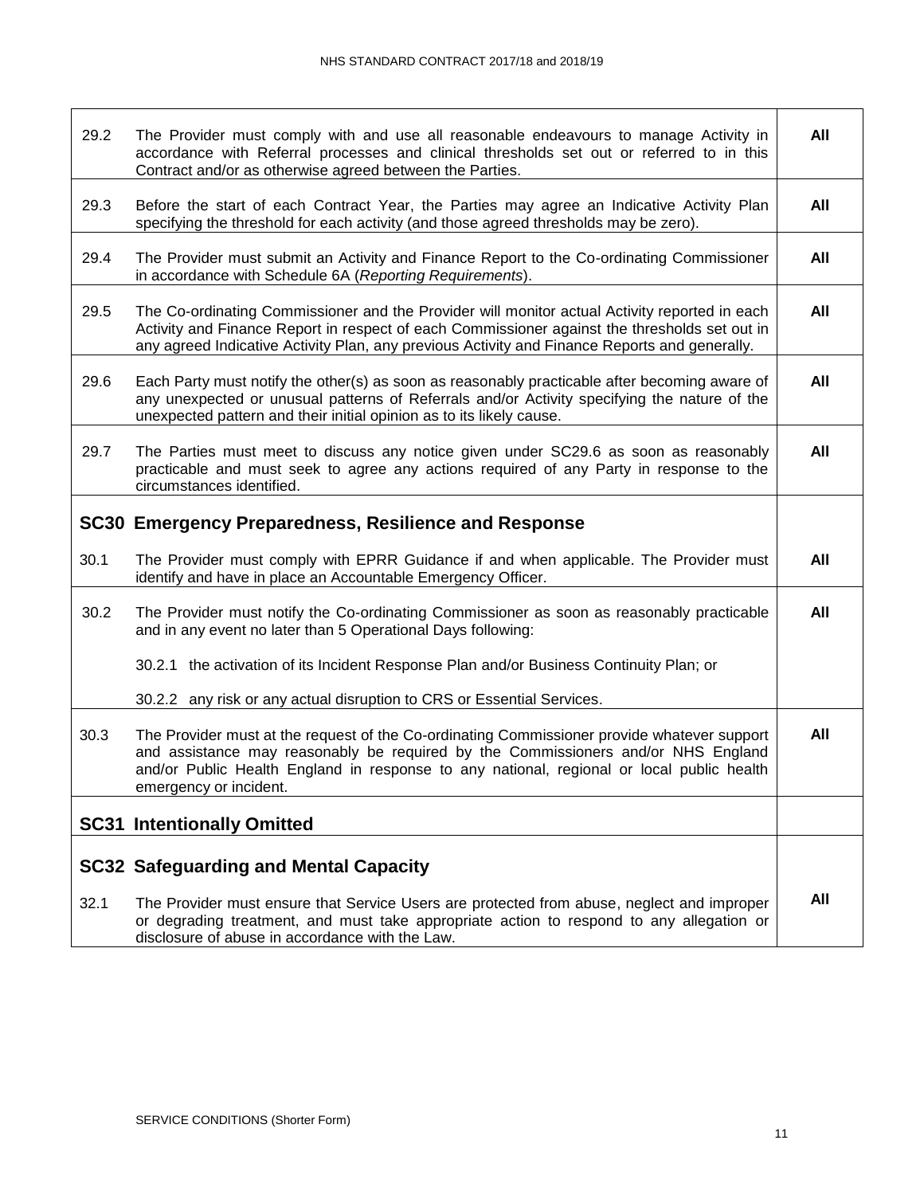| | | |
|---|---|---|
| 29.2 | The Provider must comply with and use all reasonable endeavours to manage Activity in accordance with Referral processes and clinical thresholds set out or referred to in this Contract and/or as otherwise agreed between the Parties. | **All** |
| 29.3 | Before the start of each Contract Year, the Parties may agree an Indicative Activity Plan specifying the threshold for each activity (and those agreed thresholds may be zero). | **All** |
| 29.4 | The Provider must submit an Activity and Finance Report to the Co-ordinating Commissioner in accordance with Schedule 6A (*Reporting Requirements*). | **All** |
| 29.5 | The Co-ordinating Commissioner and the Provider will monitor actual Activity reported in each Activity and Finance Report in respect of each Commissioner against the thresholds set out in any agreed Indicative Activity Plan, any previous Activity and Finance Reports and generally. | **All** |
| 29.6 | Each Party must notify the other(s) as soon as reasonably practicable after becoming aware of any unexpected or unusual patterns of Referrals and/or Activity specifying the nature of the unexpected pattern and their initial opinion as to its likely cause. | **All** |
| 29.7 | The Parties must meet to discuss any notice given under SC29.6 as soon as reasonably practicable and must seek to agree any actions required of any Party in response to the circumstances identified. | **All** |
| **SC30 Emergency Preparedness, Resilience and Response** | | |
| 30.1 | The Provider must comply with EPRR Guidance if and when applicable. The Provider must identify and have in place an Accountable Emergency Officer. | **All** |
| 30.2 | The Provider must notify the Co-ordinating Commissioner as soon as reasonably practicable and in any event no later than 5 Operational Days following:<br><br>30.2.1 the activation of its Incident Response Plan and/or Business Continuity Plan; or<br><br>30.2.2 any risk or any actual disruption to CRS or Essential Services. | **All** |
| 30.3 | The Provider must at the request of the Co-ordinating Commissioner provide whatever support and assistance may reasonably be required by the Commissioners and/or NHS England and/or Public Health England in response to any national, regional or local public health emergency or incident. | **All** |
| **SC31 Intentionally Omitted** | | |
| **SC32 Safeguarding and Mental Capacity** | | |
| 32.1 | The Provider must ensure that Service Users are protected from abuse, neglect and improper or degrading treatment, and must take appropriate action to respond to any allegation or disclosure of abuse in accordance with the Law. | **All** |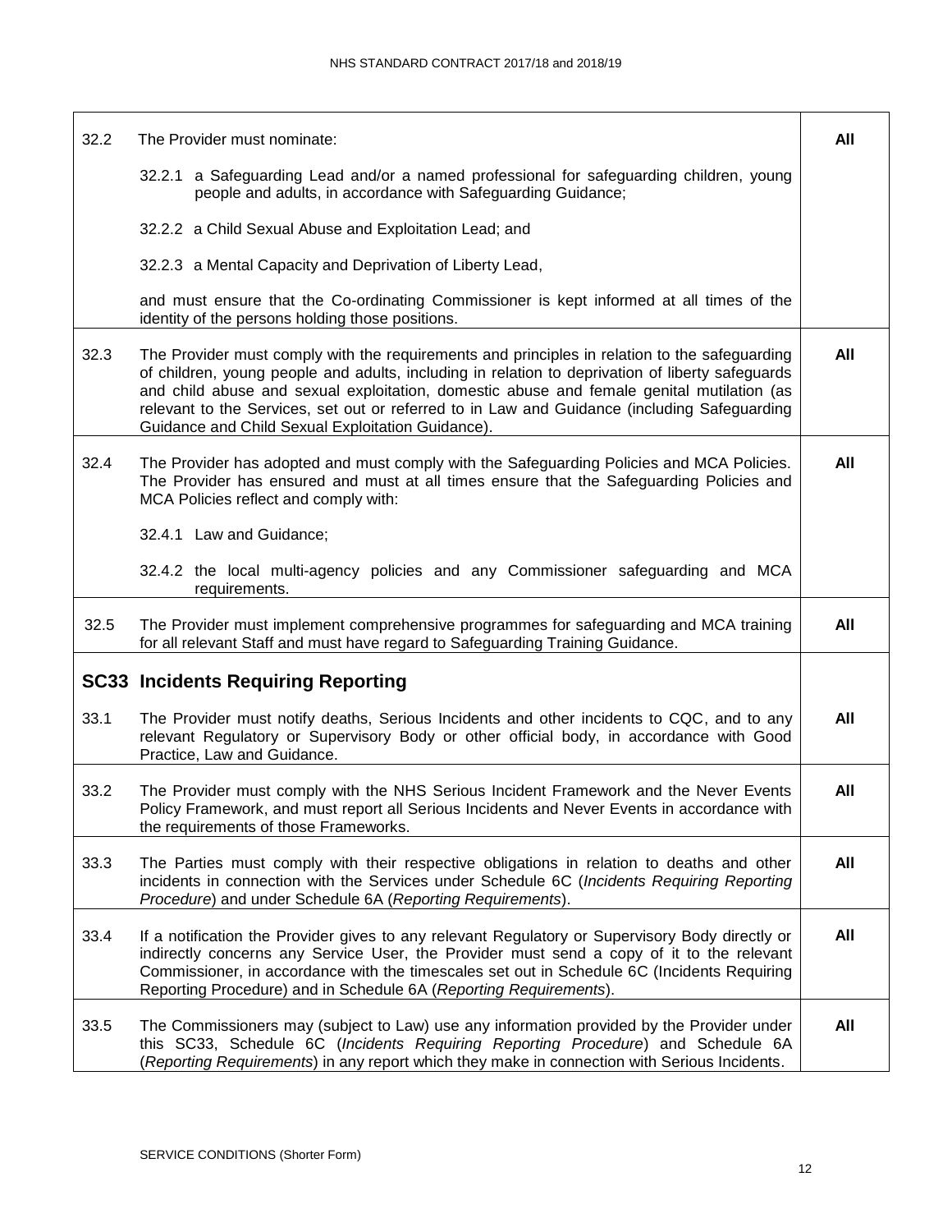| | | |
|---|---|---|
| 32.2 | The Provider must nominate:<br><br>32.2.1 a Safeguarding Lead and/or a named professional for safeguarding children, young people and adults, in accordance with Safeguarding Guidance;<br><br>32.2.2 a Child Sexual Abuse and Exploitation Lead; and<br><br>32.2.3 a Mental Capacity and Deprivation of Liberty Lead,<br><br>and must ensure that the Co-ordinating Commissioner is kept informed at all times of the identity of the persons holding those positions. | **All** |
| 32.3 | The Provider must comply with the requirements and principles in relation to the safeguarding of children, young people and adults, including in relation to deprivation of liberty safeguards and child abuse and sexual exploitation, domestic abuse and female genital mutilation (as relevant to the Services, set out or referred to in Law and Guidance (including Safeguarding Guidance and Child Sexual Exploitation Guidance). | **All** |
| 32.4 | The Provider has adopted and must comply with the Safeguarding Policies and MCA Policies. The Provider has ensured and must at all times ensure that the Safeguarding Policies and MCA Policies reflect and comply with:<br><br>32.4.1 Law and Guidance;<br><br>32.4.2 the local multi-agency policies and any Commissioner safeguarding and MCA requirements. | **All** |
| 32.5 | The Provider must implement comprehensive programmes for safeguarding and MCA training for all relevant Staff and must have regard to Safeguarding Training Guidance. | **All** |
| **SC33** | **Incidents Requiring Reporting** | |
| 33.1 | The Provider must notify deaths, Serious Incidents and other incidents to CQC, and to any relevant Regulatory or Supervisory Body or other official body, in accordance with Good Practice, Law and Guidance. | **All** |
| 33.2 | The Provider must comply with the NHS Serious Incident Framework and the Never Events Policy Framework, and must report all Serious Incidents and Never Events in accordance with the requirements of those Frameworks. | **All** |
| 33.3 | The Parties must comply with their respective obligations in relation to deaths and other incidents in connection with the Services under Schedule 6C (*Incidents Requiring Reporting Procedure*) and under Schedule 6A (*Reporting Requirements*). | **All** |
| 33.4 | If a notification the Provider gives to any relevant Regulatory or Supervisory Body directly or indirectly concerns any Service User, the Provider must send a copy of it to the relevant Commissioner, in accordance with the timescales set out in Schedule 6C (Incidents Requiring Reporting Procedure) and in Schedule 6A (*Reporting Requirements*). | **All** |
| 33.5 | The Commissioners may (subject to Law) use any information provided by the Provider under this SC33, Schedule 6C (*Incidents Requiring Reporting Procedure*) and Schedule 6A (*Reporting Requirements*) in any report which they make in connection with Serious Incidents. | **All** |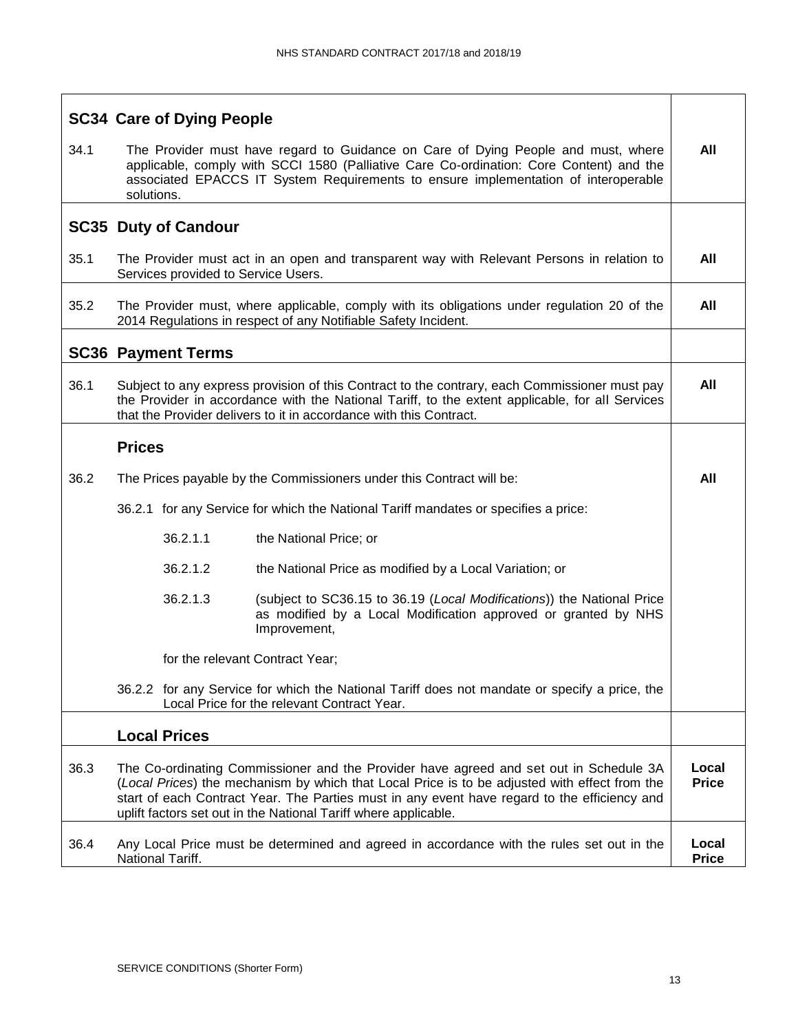| | | |
|---|---|---|
| **SC34 Care of Dying People** | | |
| 34.1 | The Provider must have regard to Guidance on Care of Dying People and must, where applicable, comply with SCCI 1580 (Palliative Care Co-ordination: Core Content) and the associated EPACCS IT System Requirements to ensure implementation of interoperable solutions. | **All** |
| **SC35 Duty of Candour** | | |
| 35.1 | The Provider must act in an open and transparent way with Relevant Persons in relation to Services provided to Service Users. | **All** |
| 35.2 | The Provider must, where applicable, comply with its obligations under regulation 20 of the 2014 Regulations in respect of any Notifiable Safety Incident. | **All** |
| **SC36 Payment Terms** | | |
| 36.1 | Subject to any express provision of this Contract to the contrary, each Commissioner must pay the Provider in accordance with the National Tariff, to the extent applicable, for all Services that the Provider delivers to it in accordance with this Contract. | **All** |
| | **Prices** | |
| 36.2 | The Prices payable by the Commissioners under this Contract will be:<br><br>36.2.1 for any Service for which the National Tariff mandates or specifies a price:<br><br>36.2.1.1 the National Price; or<br><br>36.2.1.2 the National Price as modified by a Local Variation; or<br><br>36.2.1.3 (subject to SC36.15 to 36.19 (*Local Modifications*)) the National Price as modified by a Local Modification approved or granted by NHS Improvement,<br><br>for the relevant Contract Year;<br><br>36.2.2 for any Service for which the National Tariff does not mandate or specify a price, the Local Price for the relevant Contract Year. | **All** |
| | **Local Prices** | |
| 36.3 | The Co-ordinating Commissioner and the Provider have agreed and set out in Schedule 3A (*Local Prices*) the mechanism by which that Local Price is to be adjusted with effect from the start of each Contract Year. The Parties must in any event have regard to the efficiency and uplift factors set out in the National Tariff where applicable. | **Local Price** |
| 36.4 | Any Local Price must be determined and agreed in accordance with the rules set out in the National Tariff. | **Local Price** |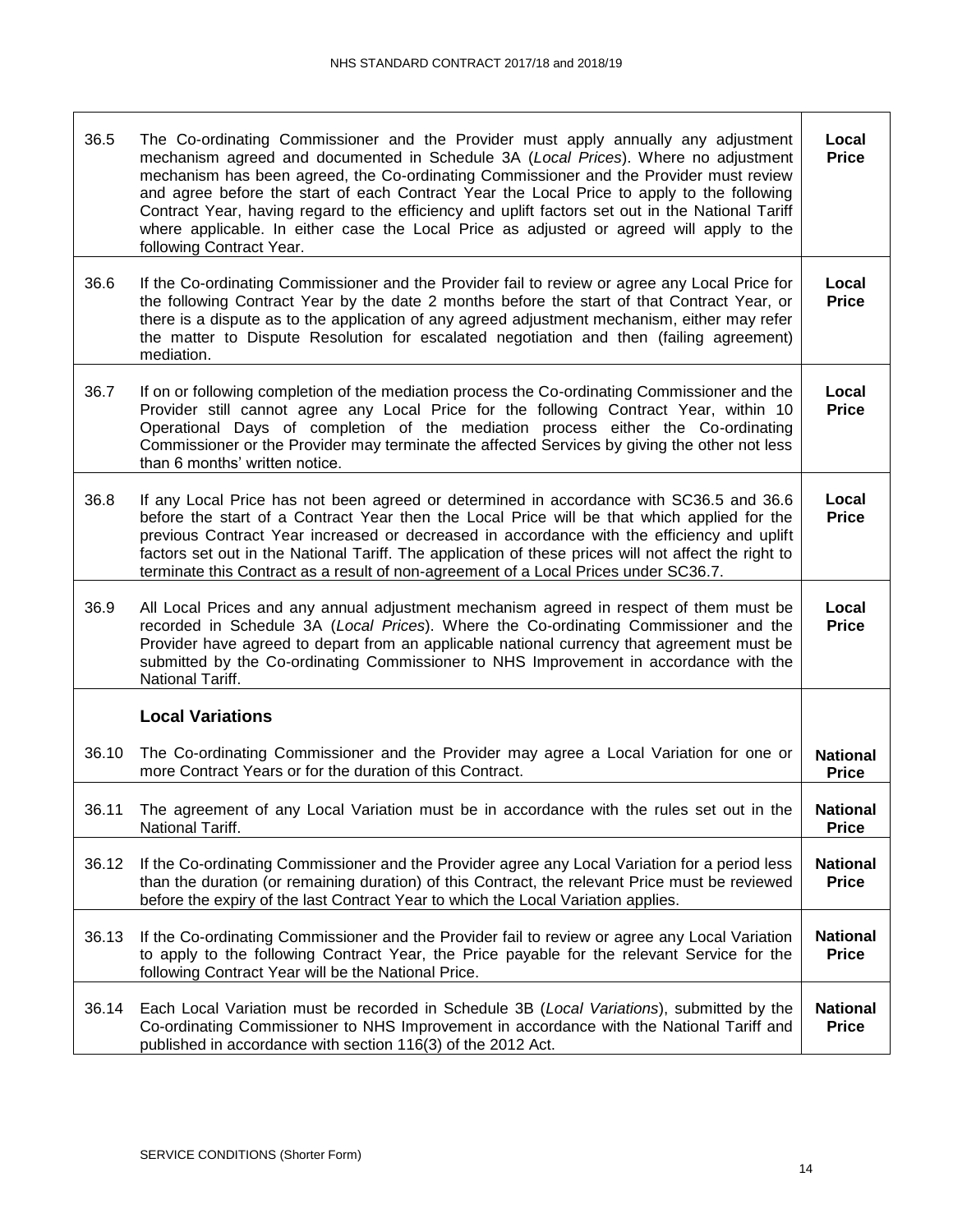| | | |
|---|---|---|
| 36.5 | The Co-ordinating Commissioner and the Provider must apply annually any adjustment mechanism agreed and documented in Schedule 3A (*Local Prices*). Where no adjustment mechanism has been agreed, the Co-ordinating Commissioner and the Provider must review and agree before the start of each Contract Year the Local Price to apply to the following Contract Year, having regard to the efficiency and uplift factors set out in the National Tariff where applicable. In either case the Local Price as adjusted or agreed will apply to the following Contract Year. | **Local Price** |
| 36.6 | If the Co-ordinating Commissioner and the Provider fail to review or agree any Local Price for the following Contract Year by the date 2 months before the start of that Contract Year, or there is a dispute as to the application of any agreed adjustment mechanism, either may refer the matter to Dispute Resolution for escalated negotiation and then (failing agreement) mediation. | **Local Price** |
| 36.7 | If on or following completion of the mediation process the Co-ordinating Commissioner and the Provider still cannot agree any Local Price for the following Contract Year, within 10 Operational Days of completion of the mediation process either the Co-ordinating Commissioner or the Provider may terminate the affected Services by giving the other not less than 6 months' written notice. | **Local Price** |
| 36.8 | If any Local Price has not been agreed or determined in accordance with SC36.5 and 36.6 before the start of a Contract Year then the Local Price will be that which applied for the previous Contract Year increased or decreased in accordance with the efficiency and uplift factors set out in the National Tariff. The application of these prices will not affect the right to terminate this Contract as a result of non-agreement of a Local Prices under SC36.7. | **Local Price** |
| 36.9 | All Local Prices and any annual adjustment mechanism agreed in respect of them must be recorded in Schedule 3A (*Local Prices*). Where the Co-ordinating Commissioner and the Provider have agreed to depart from an applicable national currency that agreement must be submitted by the Co-ordinating Commissioner to NHS Improvement in accordance with the National Tariff. | **Local Price** |
| | **Local Variations** | |
| 36.10 | The Co-ordinating Commissioner and the Provider may agree a Local Variation for one or more Contract Years or for the duration of this Contract. | **National Price** |
| 36.11 | The agreement of any Local Variation must be in accordance with the rules set out in the National Tariff. | **National Price** |
| 36.12 | If the Co-ordinating Commissioner and the Provider agree any Local Variation for a period less than the duration (or remaining duration) of this Contract, the relevant Price must be reviewed before the expiry of the last Contract Year to which the Local Variation applies. | **National Price** |
| 36.13 | If the Co-ordinating Commissioner and the Provider fail to review or agree any Local Variation to apply to the following Contract Year, the Price payable for the relevant Service for the following Contract Year will be the National Price. | **National Price** |
| 36.14 | Each Local Variation must be recorded in Schedule 3B (*Local Variations*), submitted by the Co-ordinating Commissioner to NHS Improvement in accordance with the National Tariff and published in accordance with section 116(3) of the 2012 Act. | **National Price** |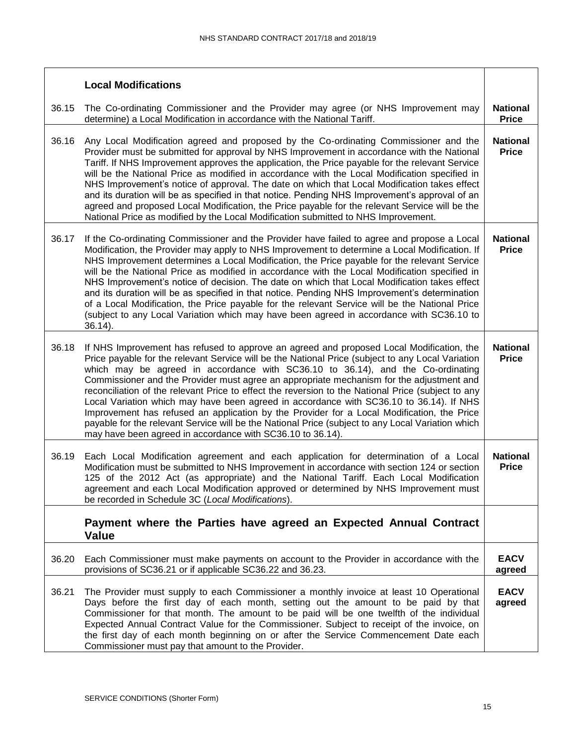| | | |
|---|---|---|
| | **Local Modifications** | |
| 36.15 | The Co-ordinating Commissioner and the Provider may agree (or NHS Improvement may determine) a Local Modification in accordance with the National Tariff. | **National Price** |
| 36.16 | Any Local Modification agreed and proposed by the Co-ordinating Commissioner and the Provider must be submitted for approval by NHS Improvement in accordance with the National Tariff. If NHS Improvement approves the application, the Price payable for the relevant Service will be the National Price as modified in accordance with the Local Modification specified in NHS Improvement's notice of approval. The date on which that Local Modification takes effect and its duration will be as specified in that notice. Pending NHS Improvement's approval of an agreed and proposed Local Modification, the Price payable for the relevant Service will be the National Price as modified by the Local Modification submitted to NHS Improvement. | **National Price** |
| 36.17 | If the Co-ordinating Commissioner and the Provider have failed to agree and propose a Local Modification, the Provider may apply to NHS Improvement to determine a Local Modification. If NHS Improvement determines a Local Modification, the Price payable for the relevant Service will be the National Price as modified in accordance with the Local Modification specified in NHS Improvement's notice of decision. The date on which that Local Modification takes effect and its duration will be as specified in that notice. Pending NHS Improvement's determination of a Local Modification, the Price payable for the relevant Service will be the National Price (subject to any Local Variation which may have been agreed in accordance with SC36.10 to 36.14). | **National Price** |
| 36.18 | If NHS Improvement has refused to approve an agreed and proposed Local Modification, the Price payable for the relevant Service will be the National Price (subject to any Local Variation which may be agreed in accordance with SC36.10 to 36.14), and the Co-ordinating Commissioner and the Provider must agree an appropriate mechanism for the adjustment and reconciliation of the relevant Price to effect the reversion to the National Price (subject to any Local Variation which may have been agreed in accordance with SC36.10 to 36.14). If NHS Improvement has refused an application by the Provider for a Local Modification, the Price payable for the relevant Service will be the National Price (subject to any Local Variation which may have been agreed in accordance with SC36.10 to 36.14). | **National Price** |
| 36.19 | Each Local Modification agreement and each application for determination of a Local Modification must be submitted to NHS Improvement in accordance with section 124 or section 125 of the 2012 Act (as appropriate) and the National Tariff. Each Local Modification agreement and each Local Modification approved or determined by NHS Improvement must be recorded in Schedule 3C (*Local Modifications*). | **National Price** |
| | **Payment where the Parties have agreed an Expected Annual Contract Value** | |
| 36.20 | Each Commissioner must make payments on account to the Provider in accordance with the provisions of SC36.21 or if applicable SC36.22 and 36.23. | **EACV agreed** |
| 36.21 | The Provider must supply to each Commissioner a monthly invoice at least 10 Operational Days before the first day of each month, setting out the amount to be paid by that Commissioner for that month. The amount to be paid will be one twelfth of the individual Expected Annual Contract Value for the Commissioner. Subject to receipt of the invoice, on the first day of each month beginning on or after the Service Commencement Date each Commissioner must pay that amount to the Provider. | **EACV agreed** |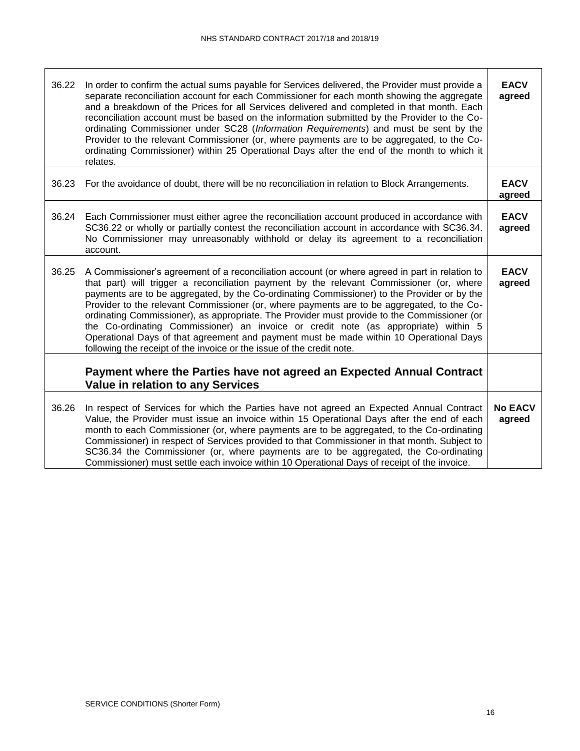| | | |
|---|---|---|
| 36.22 | In order to confirm the actual sums payable for Services delivered, the Provider must provide a separate reconciliation account for each Commissioner for each month showing the aggregate and a breakdown of the Prices for all Services delivered and completed in that month. Each reconciliation account must be based on the information submitted by the Provider to the Co-ordinating Commissioner under SC28 (*Information Requirements*) and must be sent by the Provider to the relevant Commissioner (or, where payments are to be aggregated, to the Co-ordinating Commissioner) within 25 Operational Days after the end of the month to which it relates. | **EACV agreed** |
| 36.23 | For the avoidance of doubt, there will be no reconciliation in relation to Block Arrangements. | **EACV agreed** |
| 36.24 | Each Commissioner must either agree the reconciliation account produced in accordance with SC36.22 or wholly or partially contest the reconciliation account in accordance with SC36.34. No Commissioner may unreasonably withhold or delay its agreement to a reconciliation account. | **EACV agreed** |
| 36.25 | A Commissioner's agreement of a reconciliation account (or where agreed in part in relation to that part) will trigger a reconciliation payment by the relevant Commissioner (or, where payments are to be aggregated, by the Co-ordinating Commissioner) to the Provider or by the Provider to the relevant Commissioner (or, where payments are to be aggregated, to the Co-ordinating Commissioner), as appropriate. The Provider must provide to the Commissioner (or the Co-ordinating Commissioner) an invoice or credit note (as appropriate) within 5 Operational Days of that agreement and payment must be made within 10 Operational Days following the receipt of the invoice or the issue of the credit note. | **EACV agreed** |
| | **Payment where the Parties have not agreed an Expected Annual Contract Value in relation to any Services** | |
| 36.26 | In respect of Services for which the Parties have not agreed an Expected Annual Contract Value, the Provider must issue an invoice within 15 Operational Days after the end of each month to each Commissioner (or, where payments are to be aggregated, to the Co-ordinating Commissioner) in respect of Services provided to that Commissioner in that month. Subject to SC36.34 the Commissioner (or, where payments are to be aggregated, the Co-ordinating Commissioner) must settle each invoice within 10 Operational Days of receipt of the invoice. | **No EACV agreed** |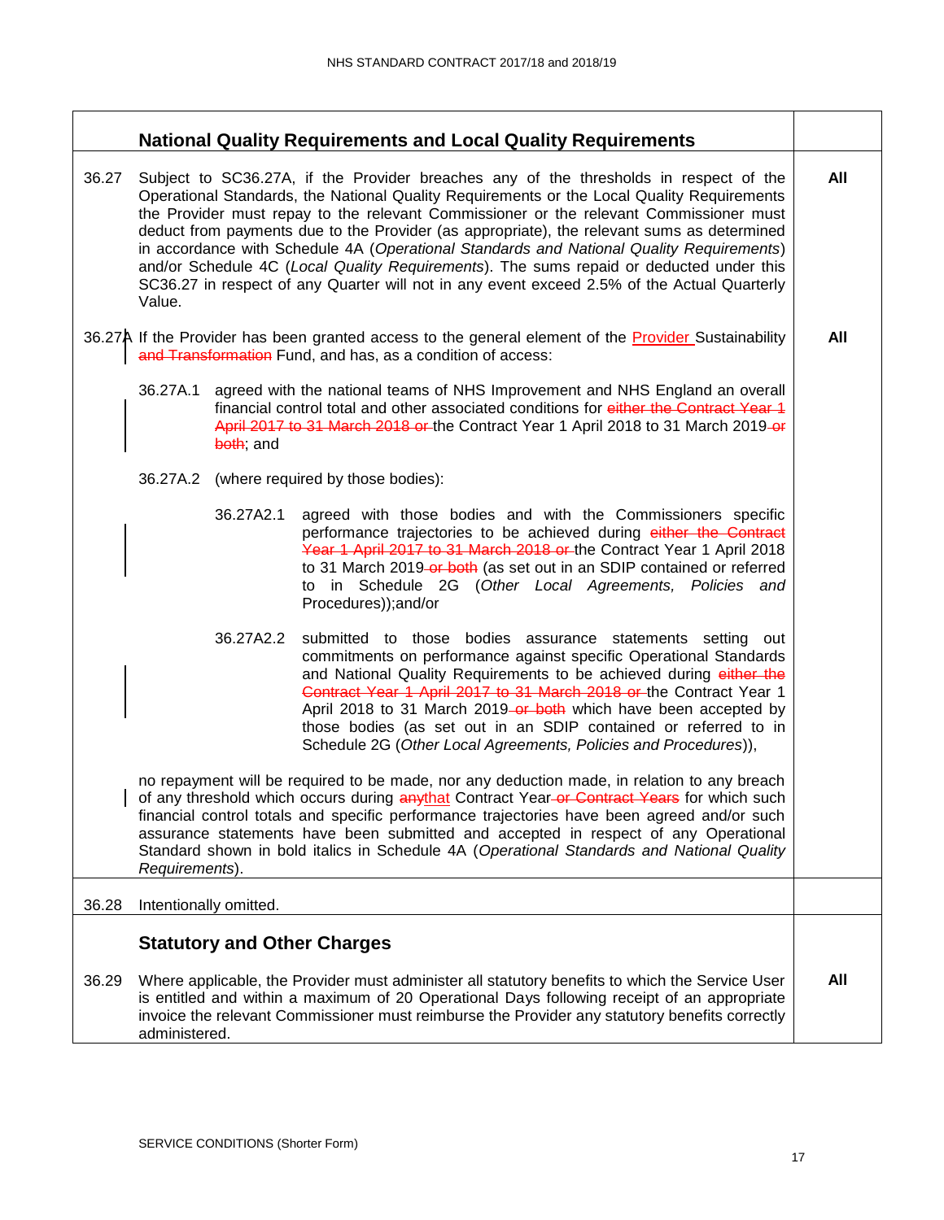## National Quality Requirements and Local Quality Requirements

| | | |
|---|---|---|
| 36.27 | Subject to SC36.27A, if the Provider breaches any of the thresholds in respect of the Operational Standards, the National Quality Requirements or the Local Quality Requirements the Provider must repay to the relevant Commissioner or the relevant Commissioner must deduct from payments due to the Provider (as appropriate), the relevant sums as determined in accordance with Schedule 4A (*Operational Standards and National Quality Requirements*) and/or Schedule 4C (*Local Quality Requirements*). The sums repaid or deducted under this SC36.27 in respect of any Quarter will not in any event exceed 2.5% of the Actual Quarterly Value. | **All** |
| 36.27A | If the Provider has been granted access to the general element of the Provider Sustainability ~~and Transformation~~ Fund, and has, as a condition of access:<br><br>36.27A.1 agreed with the national teams of NHS Improvement and NHS England an overall financial control total and other associated conditions for ~~either the Contract Year 1 April 2017 to 31 March 2018 or~~ the Contract Year 1 April 2018 to 31 March 2019 ~~or both~~; and<br><br>36.27A.2 (where required by those bodies):<br><br>36.27A2.1 agreed with those bodies and with the Commissioners specific performance trajectories to be achieved during ~~either the Contract Year 1 April 2017 to 31 March 2018 or~~ the Contract Year 1 April 2018 to 31 March 2019 ~~or both~~ (as set out in an SDIP contained or referred to in Schedule 2G (*Other Local Agreements, Policies and Procedures*));and/or<br><br>36.27A2.2 submitted to those bodies assurance statements setting out commitments on performance against specific Operational Standards and National Quality Requirements to be achieved during ~~either the Contract Year 1 April 2017 to 31 March 2018 or~~ the Contract Year 1 April 2018 to 31 March 2019 ~~or both~~ which have been accepted by those bodies (as set out in an SDIP contained or referred to in Schedule 2G (*Other Local Agreements, Policies and Procedures*)),<br><br>no repayment will be required to be made, nor any deduction made, in relation to any breach of any threshold which occurs during ~~any~~that Contract Year ~~or Contract Years~~ for which such financial control totals and specific performance trajectories have been agreed and/or such assurance statements have been submitted and accepted in respect of any Operational Standard shown in bold italics in Schedule 4A (*Operational Standards and National Quality Requirements*). | **All** |
| 36.28 | Intentionally omitted. | |

## Statutory and Other Charges

| | | |
|---|---|---|
| 36.29 | Where applicable, the Provider must administer all statutory benefits to which the Service User is entitled and within a maximum of 20 Operational Days following receipt of an appropriate invoice the relevant Commissioner must reimburse the Provider any statutory benefits correctly administered. | **All** |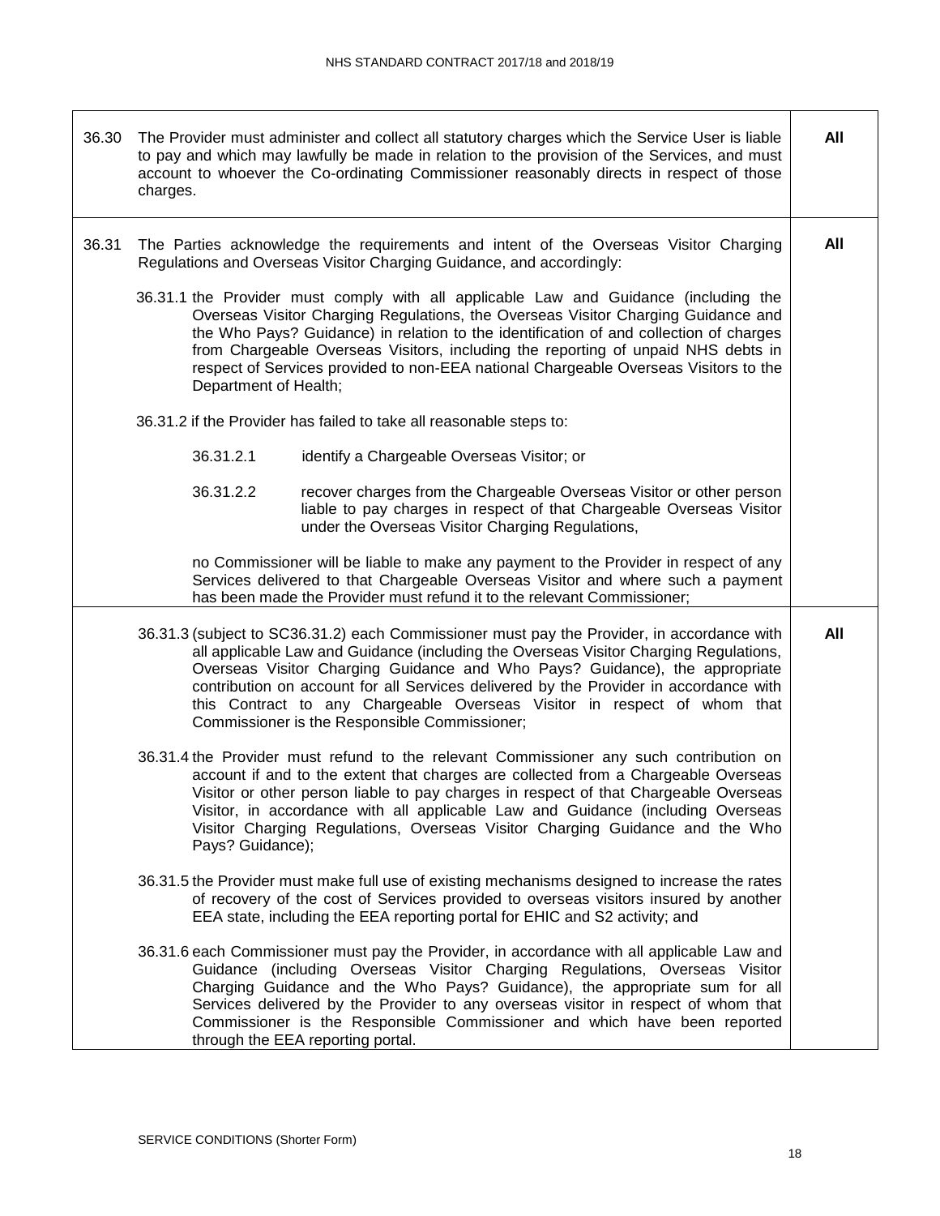| | | |
|---|---|---|
| 36.30 | The Provider must administer and collect all statutory charges which the Service User is liable to pay and which may lawfully be made in relation to the provision of the Services, and must account to whoever the Co-ordinating Commissioner reasonably directs in respect of those charges. | **All** |
| 36.31 | The Parties acknowledge the requirements and intent of the Overseas Visitor Charging Regulations and Overseas Visitor Charging Guidance, and accordingly:<br><br>36.31.1 the Provider must comply with all applicable Law and Guidance (including the Overseas Visitor Charging Regulations, the Overseas Visitor Charging Guidance and the Who Pays? Guidance) in relation to the identification of and collection of charges from Chargeable Overseas Visitors, including the reporting of unpaid NHS debts in respect of Services provided to non-EEA national Chargeable Overseas Visitors to the Department of Health;<br><br>36.31.2 if the Provider has failed to take all reasonable steps to:<br><br>36.31.2.1 identify a Chargeable Overseas Visitor; or<br><br>36.31.2.2 recover charges from the Chargeable Overseas Visitor or other person liable to pay charges in respect of that Chargeable Overseas Visitor under the Overseas Visitor Charging Regulations,<br><br>no Commissioner will be liable to make any payment to the Provider in respect of any Services delivered to that Chargeable Overseas Visitor and where such a payment has been made the Provider must refund it to the relevant Commissioner; | **All** |
| | 36.31.3 (subject to SC36.31.2) each Commissioner must pay the Provider, in accordance with all applicable Law and Guidance (including the Overseas Visitor Charging Regulations, Overseas Visitor Charging Guidance and Who Pays? Guidance), the appropriate contribution on account for all Services delivered by the Provider in accordance with this Contract to any Chargeable Overseas Visitor in respect of whom that Commissioner is the Responsible Commissioner;<br><br>36.31.4 the Provider must refund to the relevant Commissioner any such contribution on account if and to the extent that charges are collected from a Chargeable Overseas Visitor or other person liable to pay charges in respect of that Chargeable Overseas Visitor, in accordance with all applicable Law and Guidance (including Overseas Visitor Charging Regulations, Overseas Visitor Charging Guidance and the Who Pays? Guidance);<br><br>36.31.5 the Provider must make full use of existing mechanisms designed to increase the rates of recovery of the cost of Services provided to overseas visitors insured by another EEA state, including the EEA reporting portal for EHIC and S2 activity; and<br><br>36.31.6 each Commissioner must pay the Provider, in accordance with all applicable Law and Guidance (including Overseas Visitor Charging Regulations, Overseas Visitor Charging Guidance and the Who Pays? Guidance), the appropriate sum for all Services delivered by the Provider to any overseas visitor in respect of whom that Commissioner is the Responsible Commissioner and which have been reported through the EEA reporting portal. | **All** |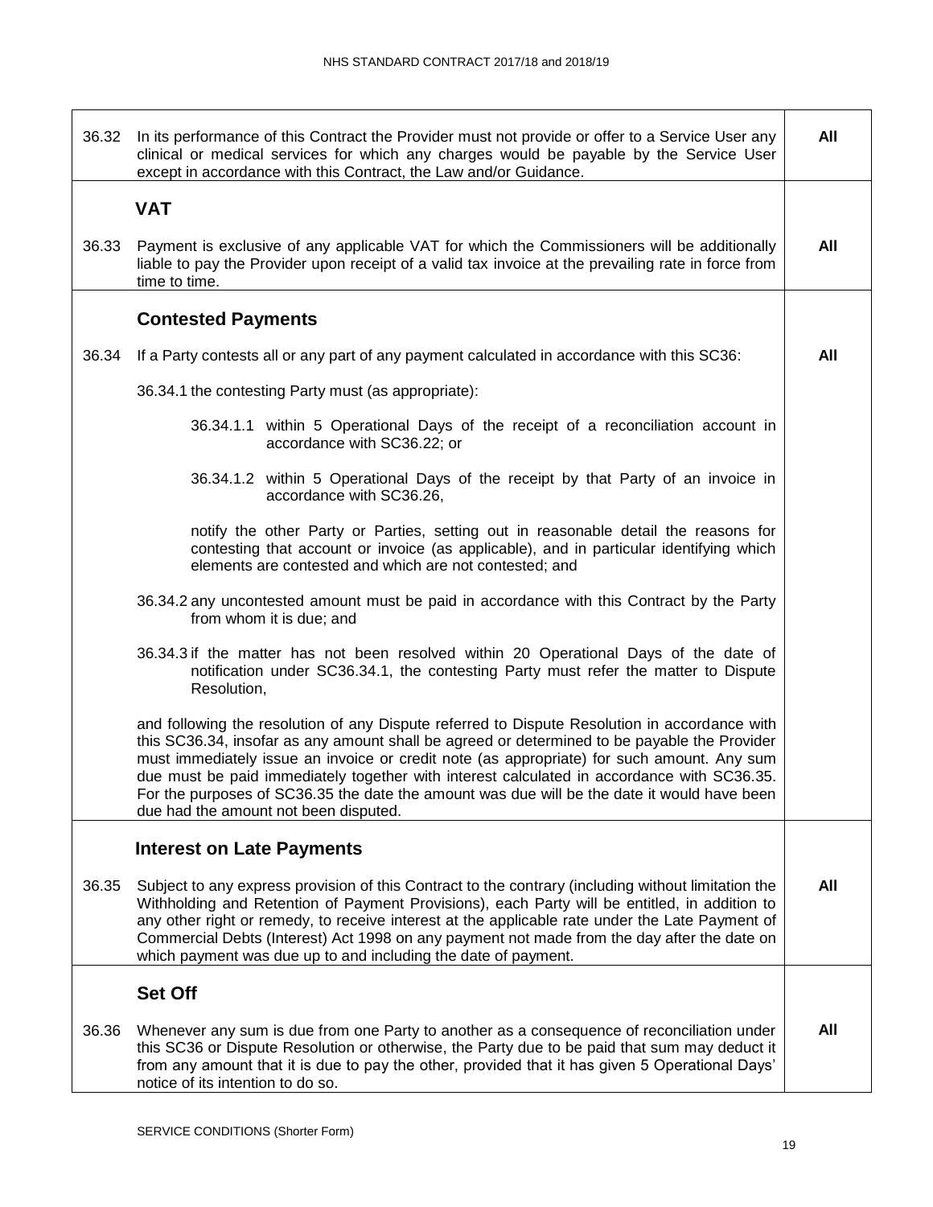| | | |
|---|---|---|
| 36.32 | In its performance of this Contract the Provider must not provide or offer to a Service User any clinical or medical services for which any charges would be payable by the Service User except in accordance with this Contract, the Law and/or Guidance. | **All** |
| | **VAT** | |
| 36.33 | Payment is exclusive of any applicable VAT for which the Commissioners will be additionally liable to pay the Provider upon receipt of a valid tax invoice at the prevailing rate in force from time to time. | **All** |
| | **Contested Payments** | |
| 36.34 | If a Party contests all or any part of any payment calculated in accordance with this SC36:<br><br>36.34.1 the contesting Party must (as appropriate):<br><br>36.34.1.1 within 5 Operational Days of the receipt of a reconciliation account in accordance with SC36.22; or<br><br>36.34.1.2 within 5 Operational Days of the receipt by that Party of an invoice in accordance with SC36.26,<br><br>notify the other Party or Parties, setting out in reasonable detail the reasons for contesting that account or invoice (as applicable), and in particular identifying which elements are contested and which are not contested; and<br><br>36.34.2 any uncontested amount must be paid in accordance with this Contract by the Party from whom it is due; and<br><br>36.34.3 if the matter has not been resolved within 20 Operational Days of the date of notification under SC36.34.1, the contesting Party must refer the matter to Dispute Resolution,<br><br>and following the resolution of any Dispute referred to Dispute Resolution in accordance with this SC36.34, insofar as any amount shall be agreed or determined to be payable the Provider must immediately issue an invoice or credit note (as appropriate) for such amount. Any sum due must be paid immediately together with interest calculated in accordance with SC36.35. For the purposes of SC36.35 the date the amount was due will be the date it would have been due had the amount not been disputed. | **All** |
| | **Interest on Late Payments** | |
| 36.35 | Subject to any express provision of this Contract to the contrary (including without limitation the Withholding and Retention of Payment Provisions), each Party will be entitled, in addition to any other right or remedy, to receive interest at the applicable rate under the Late Payment of Commercial Debts (Interest) Act 1998 on any payment not made from the day after the date on which payment was due up to and including the date of payment. | **All** |
| | **Set Off** | |
| 36.36 | Whenever any sum is due from one Party to another as a consequence of reconciliation under this SC36 or Dispute Resolution or otherwise, the Party due to be paid that sum may deduct it from any amount that it is due to pay the other, provided that it has given 5 Operational Days' notice of its intention to do so. | **All** |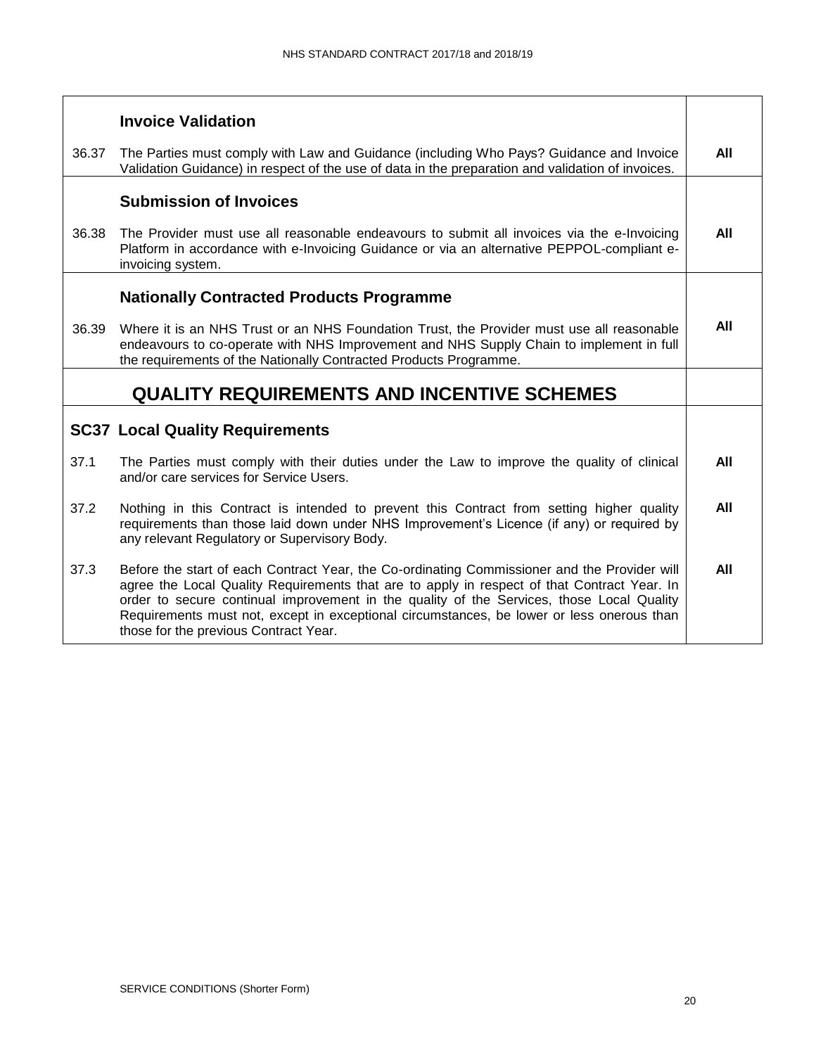| | | |
|---|---|---|
| | **Invoice Validation** | |
| 36.37 | The Parties must comply with Law and Guidance (including Who Pays? Guidance and Invoice Validation Guidance) in respect of the use of data in the preparation and validation of invoices. | **All** |
| | **Submission of Invoices** | |
| 36.38 | The Provider must use all reasonable endeavours to submit all invoices via the e-Invoicing Platform in accordance with e-Invoicing Guidance or via an alternative PEPPOL-compliant e-invoicing system. | **All** |
| | **Nationally Contracted Products Programme** | |
| 36.39 | Where it is an NHS Trust or an NHS Foundation Trust, the Provider must use all reasonable endeavours to co-operate with NHS Improvement and NHS Supply Chain to implement in full the requirements of the Nationally Contracted Products Programme. | **All** |
| | **QUALITY REQUIREMENTS AND INCENTIVE SCHEMES** | |
| **SC37** | **Local Quality Requirements** | |
| 37.1 | The Parties must comply with their duties under the Law to improve the quality of clinical and/or care services for Service Users. | **All** |
| 37.2 | Nothing in this Contract is intended to prevent this Contract from setting higher quality requirements than those laid down under NHS Improvement's Licence (if any) or required by any relevant Regulatory or Supervisory Body. | **All** |
| 37.3 | Before the start of each Contract Year, the Co-ordinating Commissioner and the Provider will agree the Local Quality Requirements that are to apply in respect of that Contract Year. In order to secure continual improvement in the quality of the Services, those Local Quality Requirements must not, except in exceptional circumstances, be lower or less onerous than those for the previous Contract Year. | **All** |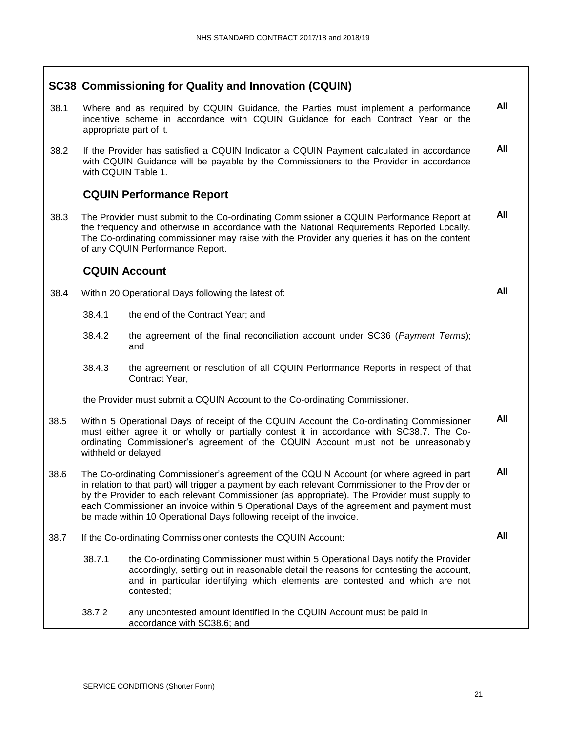## SC38 Commissioning for Quality and Innovation (CQUIN)

| | | |
|---|---|---|
| 38.1 | Where and as required by CQUIN Guidance, the Parties must implement a performance incentive scheme in accordance with CQUIN Guidance for each Contract Year or the appropriate part of it. | **All** |
| 38.2 | If the Provider has satisfied a CQUIN Indicator a CQUIN Payment calculated in accordance with CQUIN Guidance will be payable by the Commissioners to the Provider in accordance with CQUIN Table 1. | **All** |
| | **CQUIN Performance Report** | |
| 38.3 | The Provider must submit to the Co-ordinating Commissioner a CQUIN Performance Report at the frequency and otherwise in accordance with the National Requirements Reported Locally. The Co-ordinating commissioner may raise with the Provider any queries it has on the content of any CQUIN Performance Report. | **All** |
| | **CQUIN Account** | |
| 38.4 | Within 20 Operational Days following the latest of:<br>38.4.1 the end of the Contract Year; and<br>38.4.2 the agreement of the final reconciliation account under SC36 (*Payment Terms*); and<br>38.4.3 the agreement or resolution of all CQUIN Performance Reports in respect of that Contract Year,<br>the Provider must submit a CQUIN Account to the Co-ordinating Commissioner. | **All** |
| 38.5 | Within 5 Operational Days of receipt of the CQUIN Account the Co-ordinating Commissioner must either agree it or wholly or partially contest it in accordance with SC38.7. The Co-ordinating Commissioner's agreement of the CQUIN Account must not be unreasonably withheld or delayed. | **All** |
| 38.6 | The Co-ordinating Commissioner's agreement of the CQUIN Account (or where agreed in part in relation to that part) will trigger a payment by each relevant Commissioner to the Provider or by the Provider to each relevant Commissioner (as appropriate). The Provider must supply to each Commissioner an invoice within 5 Operational Days of the agreement and payment must be made within 10 Operational Days following receipt of the invoice. | **All** |
| 38.7 | If the Co-ordinating Commissioner contests the CQUIN Account:<br>38.7.1 the Co-ordinating Commissioner must within 5 Operational Days notify the Provider accordingly, setting out in reasonable detail the reasons for contesting the account, and in particular identifying which elements are contested and which are not contested;<br>38.7.2 any uncontested amount identified in the CQUIN Account must be paid in accordance with SC38.6; and | **All** |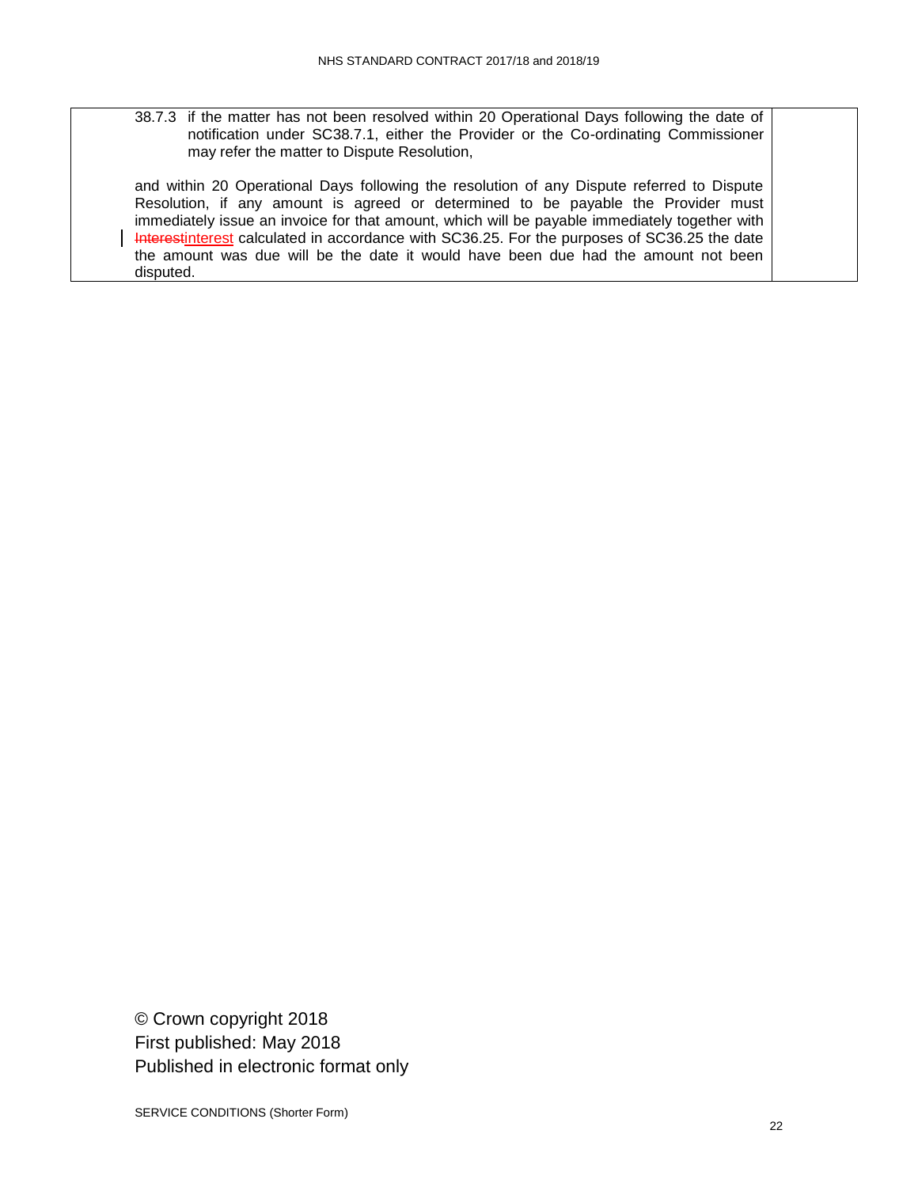| | |
|---|---|
| 38.7.3 if the matter has not been resolved within 20 Operational Days following the date of notification under SC38.7.1, either the Provider or the Co-ordinating Commissioner may refer the matter to Dispute Resolution,<br><br>and within 20 Operational Days following the resolution of any Dispute referred to Dispute Resolution, if any amount is agreed or determined to be payable the Provider must immediately issue an invoice for that amount, which will be payable immediately together with ~~Interest~~interest calculated in accordance with SC36.25. For the purposes of SC36.25 the date the amount was due will be the date it would have been due had the amount not been disputed. | |

© Crown copyright 2018
First published: May 2018
Published in electronic format only